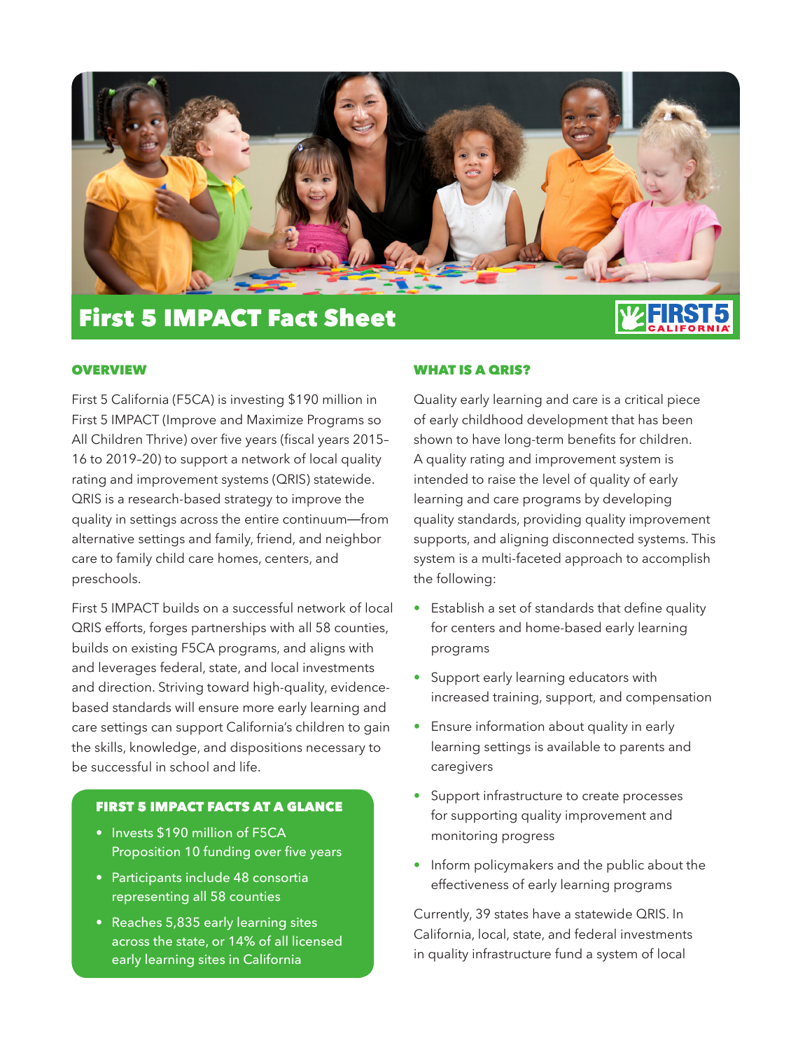# First 5 IMPACT Fact Sheet

## OVERVIEW

First 5 California (F5CA) is investing $190 million in First 5 IMPACT (Improve and Maximize Programs so All Children Thrive) over five years (fiscal years 2015–16 to 2019–20) to support a network of local quality rating and improvement systems (QRIS) statewide. QRIS is a research-based strategy to improve the quality in settings across the entire continuum—from alternative settings and family, friend, and neighbor care to family child care homes, centers, and preschools.

First 5 IMPACT builds on a successful network of local QRIS efforts, forges partnerships with all 58 counties, builds on existing F5CA programs, and aligns with and leverages federal, state, and local investments and direction. Striving toward high-quality, evidence-based standards will ensure more early learning and care settings can support California's children to gain the skills, knowledge, and dispositions necessary to be successful in school and life.

### FIRST 5 IMPACT FACTS AT A GLANCE

- Invests $190 million of F5CA Proposition 10 funding over five years
- Participants include 48 consortia representing all 58 counties
- Reaches 5,835 early learning sites across the state, or 14% of all licensed early learning sites in California

## WHAT IS A QRIS?

Quality early learning and care is a critical piece of early childhood development that has been shown to have long-term benefits for children. A quality rating and improvement system is intended to raise the level of quality of early learning and care programs by developing quality standards, providing quality improvement supports, and aligning disconnected systems. This system is a multi-faceted approach to accomplish the following:

- Establish a set of standards that define quality for centers and home-based early learning programs
- Support early learning educators with increased training, support, and compensation
- Ensure information about quality in early learning settings is available to parents and caregivers
- Support infrastructure to create processes for supporting quality improvement and monitoring progress
- Inform policymakers and the public about the effectiveness of early learning programs

Currently, 39 states have a statewide QRIS. In California, local, state, and federal investments in quality infrastructure fund a system of local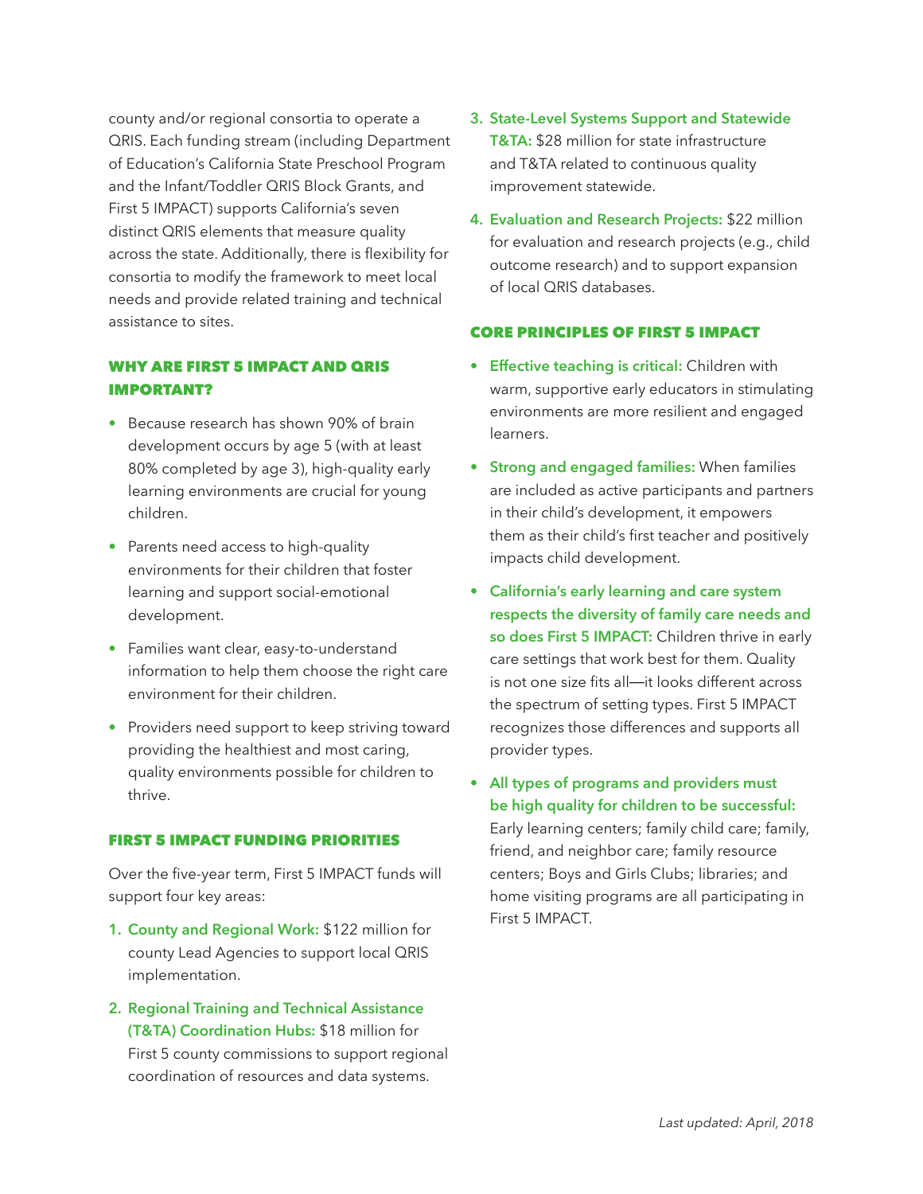county and/or regional consortia to operate a QRIS. Each funding stream (including Department of Education's California State Preschool Program and the Infant/Toddler QRIS Block Grants, and First 5 IMPACT) supports California's seven distinct QRIS elements that measure quality across the state. Additionally, there is flexibility for consortia to modify the framework to meet local needs and provide related training and technical assistance to sites.

## WHY ARE FIRST 5 IMPACT AND QRIS IMPORTANT?

- Because research has shown 90% of brain development occurs by age 5 (with at least 80% completed by age 3), high-quality early learning environments are crucial for young children.
- Parents need access to high-quality environments for their children that foster learning and support social-emotional development.
- Families want clear, easy-to-understand information to help them choose the right care environment for their children.
- Providers need support to keep striving toward providing the healthiest and most caring, quality environments possible for children to thrive.

## FIRST 5 IMPACT FUNDING PRIORITIES

Over the five-year term, First 5 IMPACT funds will support four key areas:

1. **County and Regional Work:** $122 million for county Lead Agencies to support local QRIS implementation.
2. **Regional Training and Technical Assistance (T&TA) Coordination Hubs:** $18 million for First 5 county commissions to support regional coordination of resources and data systems.
3. **State-Level Systems Support and Statewide T&TA:** $28 million for state infrastructure and T&TA related to continuous quality improvement statewide.
4. **Evaluation and Research Projects:** $22 million for evaluation and research projects (e.g., child outcome research) and to support expansion of local QRIS databases.

## CORE PRINCIPLES OF FIRST 5 IMPACT

- **Effective teaching is critical:** Children with warm, supportive early educators in stimulating environments are more resilient and engaged learners.
- **Strong and engaged families:** When families are included as active participants and partners in their child's development, it empowers them as their child's first teacher and positively impacts child development.
- **California's early learning and care system respects the diversity of family care needs and so does First 5 IMPACT:** Children thrive in early care settings that work best for them. Quality is not one size fits all—it looks different across the spectrum of setting types. First 5 IMPACT recognizes those differences and supports all provider types.
- **All types of programs and providers must be high quality for children to be successful:** Early learning centers; family child care; family, friend, and neighbor care; family resource centers; Boys and Girls Clubs; libraries; and home visiting programs are all participating in First 5 IMPACT.

*Last updated: April, 2018*